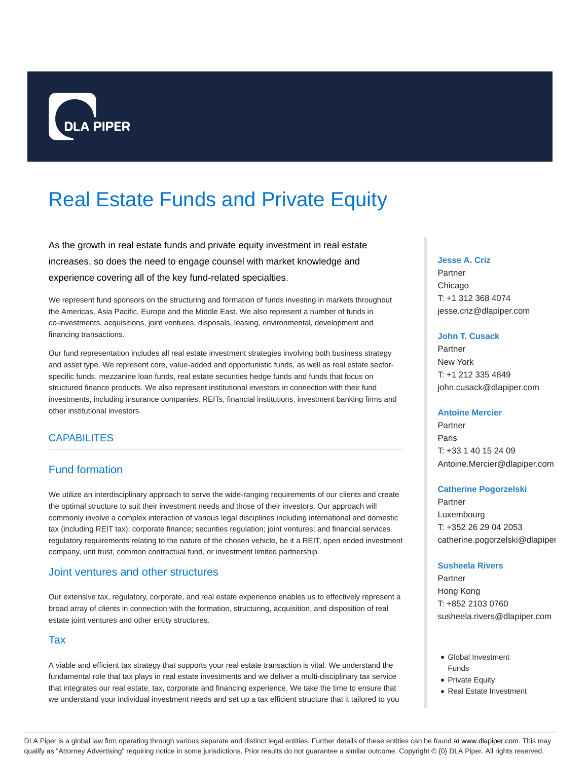DLA PIPER

# Real Estate Funds and Private Equity

As the growth in real estate funds and private equity investment in real estate increases, so does the need to engage counsel with market knowledge and experience covering all of the key fund-related specialties.

We represent fund sponsors on the structuring and formation of funds investing in markets throughout the Americas, Asia Pacific, Europe and the Middle East. We also represent a number of funds in co-investments, acquisitions, joint ventures, disposals, leasing, environmental, development and financing transactions.

Our fund representation includes all real estate investment strategies involving both business strategy and asset type. We represent core, value-added and opportunistic funds, as well as real estate sector-specific funds, mezzanine loan funds, real estate securities hedge funds and funds that focus on structured finance products. We also represent institutional investors in connection with their fund investments, including insurance companies, REITs, financial institutions, investment banking firms and other institutional investors.

## CAPABILITES

### Fund formation

We utilize an interdisciplinary approach to serve the wide-ranging requirements of our clients and create the optimal structure to suit their investment needs and those of their investors. Our approach will commonly involve a complex interaction of various legal disciplines including international and domestic tax (including REIT tax); corporate finance; securities regulation; joint ventures; and financial services regulatory requirements relating to the nature of the chosen vehicle, be it a REIT, open ended investment company, unit trust, common contractual fund, or investment limited partnership.

### Joint ventures and other structures

Our extensive tax, regulatory, corporate, and real estate experience enables us to effectively represent a broad array of clients in connection with the formation, structuring, acquisition, and disposition of real estate joint ventures and other entity structures.

### Tax

A viable and efficient tax strategy that supports your real estate transaction is vital. We understand the fundamental role that tax plays in real estate investments and we deliver a multi-disciplinary tax service that integrates our real estate, tax, corporate and financing experience. We take the time to ensure that we understand your individual investment needs and set up a tax efficient structure that it tailored to you

**Jesse A. Criz**
Partner
Chicago
T: +1 312 368 4074
jesse.criz@dlapiper.com

**John T. Cusack**
Partner
New York
T: +1 212 335 4849
john.cusack@dlapiper.com

**Antoine Mercier**
Partner
Paris
T: +33 1 40 15 24 09
Antoine.Mercier@dlapiper.com

**Catherine Pogorzelski**
Partner
Luxembourg
T: +352 26 29 04 2053
catherine.pogorzelski@dlapiper

**Susheela Rivers**
Partner
Hong Kong
T: +852 2103 0760
susheela.rivers@dlapiper.com

- Global Investment Funds
- Private Equity
- Real Estate Investment

DLA Piper is a global law firm operating through various separate and distinct legal entities. Further details of these entities can be found at www.dlapiper.com. This may qualify as "Attorney Advertising" requiring notice in some jurisdictions. Prior results do not guarantee a similar outcome. Copyright © {0} DLA Piper. All rights reserved.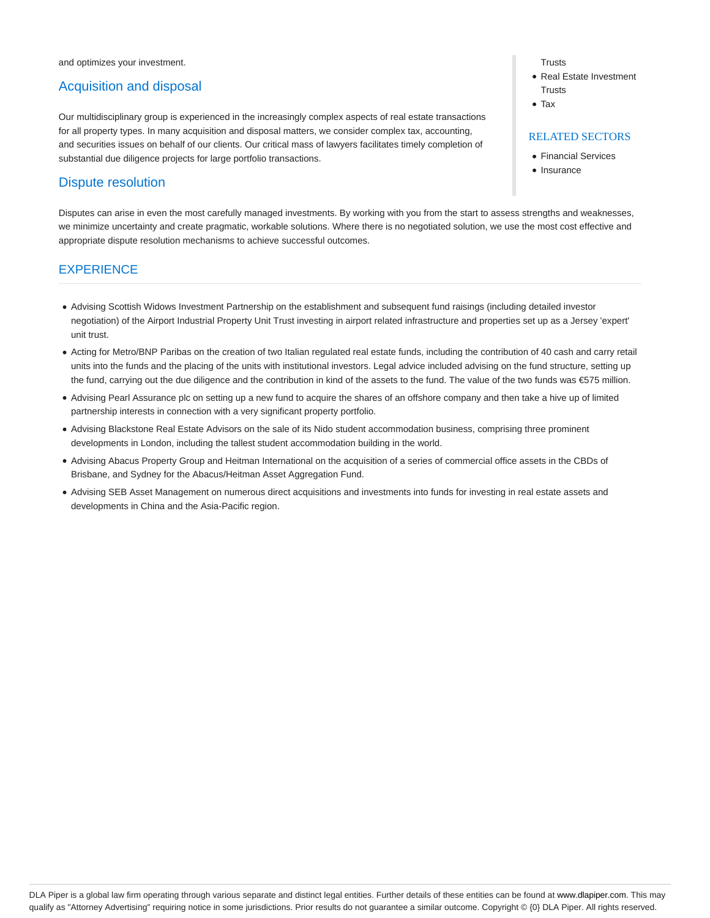and optimizes your investment.

## Acquisition and disposal

Our multidisciplinary group is experienced in the increasingly complex aspects of real estate transactions for all property types. In many acquisition and disposal matters, we consider complex tax, accounting, and securities issues on behalf of our clients. Our critical mass of lawyers facilitates timely completion of substantial due diligence projects for large portfolio transactions.

## Dispute resolution

Disputes can arise in even the most carefully managed investments. By working with you from the start to assess strengths and weaknesses, we minimize uncertainty and create pragmatic, workable solutions. Where there is no negotiated solution, we use the most cost effective and appropriate dispute resolution mechanisms to achieve successful outcomes.

Trusts

- Real Estate Investment Trusts
- Tax

## RELATED SECTORS

- Financial Services
- Insurance

## EXPERIENCE

- Advising Scottish Widows Investment Partnership on the establishment and subsequent fund raisings (including detailed investor negotiation) of the Airport Industrial Property Unit Trust investing in airport related infrastructure and properties set up as a Jersey 'expert' unit trust.
- Acting for Metro/BNP Paribas on the creation of two Italian regulated real estate funds, including the contribution of 40 cash and carry retail units into the funds and the placing of the units with institutional investors. Legal advice included advising on the fund structure, setting up the fund, carrying out the due diligence and the contribution in kind of the assets to the fund. The value of the two funds was €575 million.
- Advising Pearl Assurance plc on setting up a new fund to acquire the shares of an offshore company and then take a hive up of limited partnership interests in connection with a very significant property portfolio.
- Advising Blackstone Real Estate Advisors on the sale of its Nido student accommodation business, comprising three prominent developments in London, including the tallest student accommodation building in the world.
- Advising Abacus Property Group and Heitman International on the acquisition of a series of commercial office assets in the CBDs of Brisbane, and Sydney for the Abacus/Heitman Asset Aggregation Fund.
- Advising SEB Asset Management on numerous direct acquisitions and investments into funds for investing in real estate assets and developments in China and the Asia-Pacific region.

DLA Piper is a global law firm operating through various separate and distinct legal entities. Further details of these entities can be found at www.dlapiper.com. This may qualify as "Attorney Advertising" requiring notice in some jurisdictions. Prior results do not guarantee a similar outcome. Copyright © {0} DLA Piper. All rights reserved.